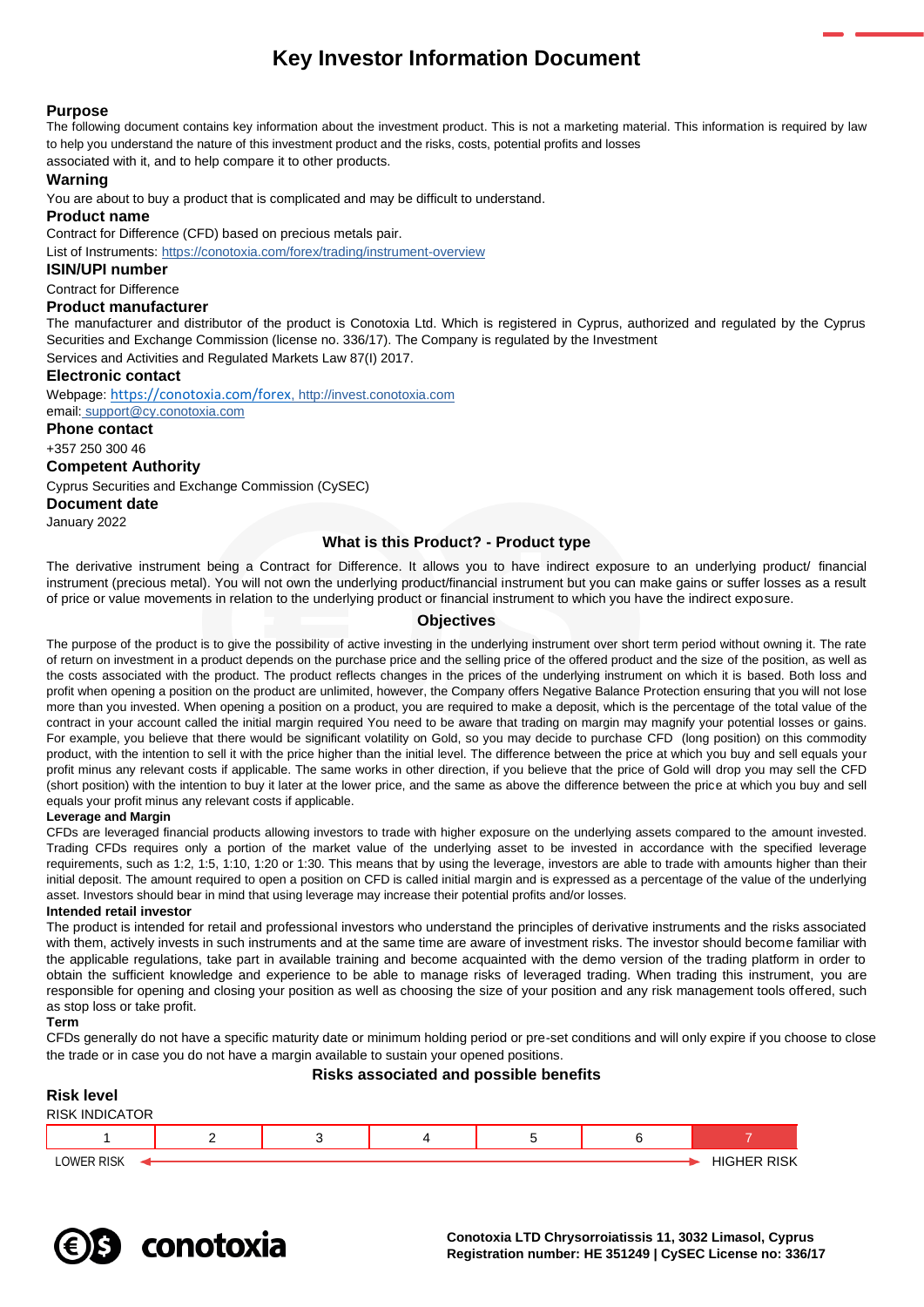# Key Investor Information Document

## Purpose

The following document contains key information about the investment product. This is not a marketing material. This information is required by law to help you understand the nature of this investment product and the risks, costs, potential profits and losses associated with it, and to help compare it to other products.

## Warning

You are about to buy a product that is complicated and may be difficult to understand.

## Product name

Contract for Difference (CFD) based on precious metals pair.

List of Instruments: https://conotoxia.com/forex/trading/instrument-overview

## ISIN/UPI number

Contract for Difference

## Product manufacturer

The manufacturer and distributor of the product is Conotoxia Ltd. Which is registered in Cyprus, authorized and regulated by the Cyprus Securities and Exchange Commission (license no. 336/17). The Company is regulated by the Investment Services and Activities and Regulated Markets Law 87(I) 2017.

## Electronic contact

Webpage: https://conotoxia.com/forex, http://invest.conotoxia.com

email: support@cy.conotoxia.com

## Phone contact

+357 250 300 46

## Competent Authority

Cyprus Securities and Exchange Commission (CySEC)

## Document date

January 2022

## What is this Product? - Product type

The derivative instrument being a Contract for Difference. It allows you to have indirect exposure to an underlying product/ financial instrument (precious metal). You will not own the underlying product/financial instrument but you can make gains or suffer losses as a result of price or value movements in relation to the underlying product or financial instrument to which you have the indirect exposure.

## Objectives

The purpose of the product is to give the possibility of active investing in the underlying instrument over short term period without owning it. The rate of return on investment in a product depends on the purchase price and the selling price of the offered product and the size of the position, as well as the costs associated with the product. The product reflects changes in the prices of the underlying instrument on which it is based. Both loss and profit when opening a position on the product are unlimited, however, the Company offers Negative Balance Protection ensuring that you will not lose more than you invested. When opening a position on a product, you are required to make a deposit, which is the percentage of the total value of the contract in your account called the initial margin required You need to be aware that trading on margin may magnify your potential losses or gains. For example, you believe that there would be significant volatility on Gold, so you may decide to purchase CFD (long position) on this commodity product, with the intention to sell it with the price higher than the initial level. The difference between the price at which you buy and sell equals your profit minus any relevant costs if applicable. The same works in other direction, if you believe that the price of Gold will drop you may sell the CFD (short position) with the intention to buy it later at the lower price, and the same as above the difference between the price at which you buy and sell equals your profit minus any relevant costs if applicable.

**Leverage and Margin**

CFDs are leveraged financial products allowing investors to trade with higher exposure on the underlying assets compared to the amount invested. Trading CFDs requires only a portion of the market value of the underlying asset to be invested in accordance with the specified leverage requirements, such as 1:2, 1:5, 1:10, 1:20 or 1:30. This means that by using the leverage, investors are able to trade with amounts higher than their initial deposit. The amount required to open a position on CFD is called initial margin and is expressed as a percentage of the value of the underlying asset. Investors should bear in mind that using leverage may increase their potential profits and/or losses.

**Intended retail investor**

The product is intended for retail and professional investors who understand the principles of derivative instruments and the risks associated with them, actively invests in such instruments and at the same time are aware of investment risks. The investor should become familiar with the applicable regulations, take part in available training and become acquainted with the demo version of the trading platform in order to obtain the sufficient knowledge and experience to be able to manage risks of leveraged trading. When trading this instrument, you are responsible for opening and closing your position as well as choosing the size of your position and any risk management tools offered, such as stop loss or take profit.

**Term**

CFDs generally do not have a specific maturity date or minimum holding period or pre-set conditions and will only expire if you choose to close the trade or in case you do not have a margin available to sustain your opened positions.

## Risks associated and possible benefits

## Risk level

RISK INDICATOR

| 1 | 2 | 3 | 4 | 5 | 6 | 7 |
|---|---|---|---|---|---|---|

LOWER RISK ← → HIGHER RISK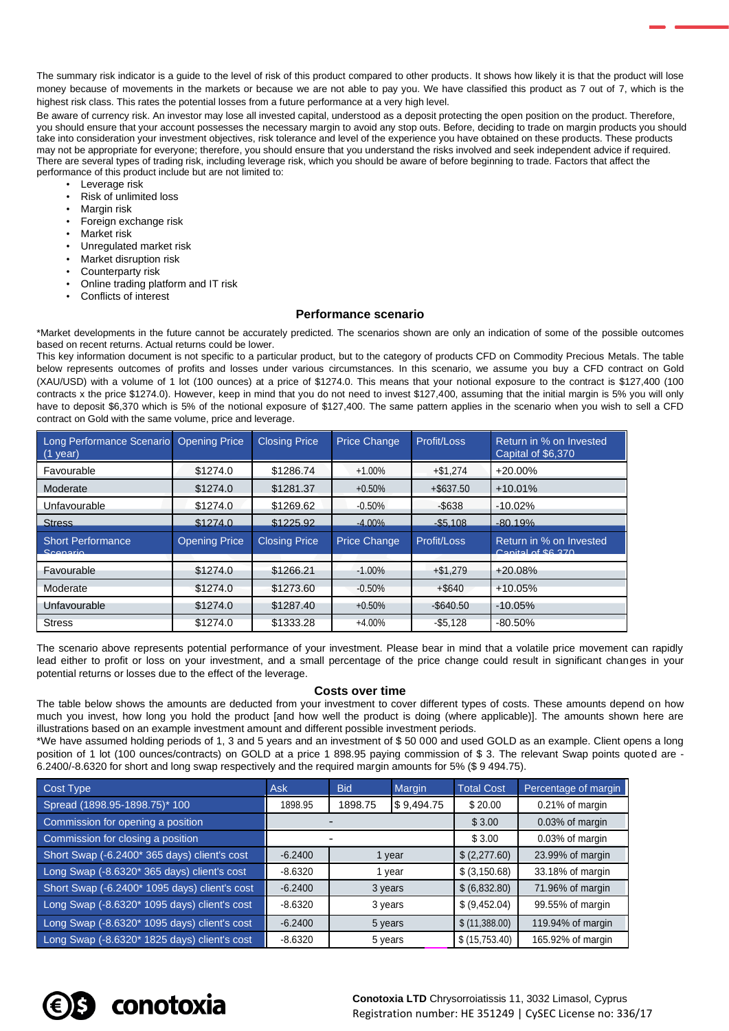The summary risk indicator is a guide to the level of risk of this product compared to other products. It shows how likely it is that the product will lose money because of movements in the markets or because we are not able to pay you. We have classified this product as 7 out of 7, which is the highest risk class. This rates the potential losses from a future performance at a very high level.

Be aware of currency risk. An investor may lose all invested capital, understood as a deposit protecting the open position on the product. Therefore, you should ensure that your account possesses the necessary margin to avoid any stop outs. Before, deciding to trade on margin products you should take into consideration your investment objectives, risk tolerance and level of the experience you have obtained on these products. These products may not be appropriate for everyone; therefore, you should ensure that you understand the risks involved and seek independent advice if required. There are several types of trading risk, including leverage risk, which you should be aware of before beginning to trade. Factors that affect the performance of this product include but are not limited to:

- Leverage risk
- Risk of unlimited loss
- Margin risk
- Foreign exchange risk
- Market risk
- Unregulated market risk
- Market disruption risk
- Counterparty risk
- Online trading platform and IT risk
- Conflicts of interest

## Performance scenario

*Market developments in the future cannot be accurately predicted. The scenarios shown are only an indication of some of the possible outcomes based on recent returns. Actual returns could be lower.

This key information document is not specific to a particular product, but to the category of products CFD on Commodity Precious Metals. The table below represents outcomes of profits and losses under various circumstances. In this scenario, we assume you buy a CFD contract on Gold (XAU/USD) with a volume of 1 lot (100 ounces) at a price of $1274.0. This means that your notional exposure to the contract is $127,400 (100 contracts x the price $1274.0). However, keep in mind that you do not need to invest $127,400, assuming that the initial margin is 5% you will only have to deposit $6,370 which is 5% of the notional exposure of $127,400. The same pattern applies in the scenario when you wish to sell a CFD contract on Gold with the same volume, price and leverage.

| Long Performance Scenario (1 year) | Opening Price | Closing Price | Price Change | Profit/Loss | Return in % on Invested Capital of $6,370 |
|---|---|---|---|---|---|
| Favourable | $1274.0 | $1286.74 | +1.00% | +$1,274 | +20.00% |
| Moderate | $1274.0 | $1281.37 | +0.50% | +$637.50 | +10.01% |
| Unfavourable | $1274.0 | $1269.62 | -0.50% | -$638 | -10.02% |
| Stress | $1274.0 | $1225.92 | -4.00% | -$5,108 | -80.19% |
| **Short Performance Scenario** | **Opening Price** | **Closing Price** | **Price Change** | **Profit/Loss** | **Return in % on Invested Capital of $6,370** |
| Favourable | $1274.0 | $1266.21 | -1.00% | +$1,279 | +20.08% |
| Moderate | $1274.0 | $1273.60 | -0.50% | +$640 | +10.05% |
| Unfavourable | $1274.0 | $1287.40 | +0.50% | -$640.50 | -10.05% |
| Stress | $1274.0 | $1333.28 | +4.00% | -$5,128 | -80.50% |

The scenario above represents potential performance of your investment. Please bear in mind that a volatile price movement can rapidly lead either to profit or loss on your investment, and a small percentage of the price change could result in significant changes in your potential returns or losses due to the effect of the leverage.

## Costs over time

The table below shows the amounts are deducted from your investment to cover different types of costs. These amounts depend on how much you invest, how long you hold the product [and how well the product is doing (where applicable)]. The amounts shown here are illustrations based on an example investment amount and different possible investment periods.

*We have assumed holding periods of 1, 3 and 5 years and an investment of $ 50 000 and used GOLD as an example. Client opens a long position of 1 lot (100 ounces/contracts) on GOLD at a price 1 898.95 paying commission of $ 3. The relevant Swap points quoted are -6.2400/-8.6320 for short and long swap respectively and the required margin amounts for 5% ($ 9 494.75).

| Cost Type | Ask | Bid | Margin | Total Cost | Percentage of margin |
|---|---|---|---|---|---|
| Spread (1898.95-1898.75)* 100 | 1898.95 | 1898.75 | $ 9,494.75 | $ 20.00 | 0.21% of margin |
| Commission for opening a position | - | | | $ 3.00 | 0.03% of margin |
| Commission for closing a position | - | | | $ 3.00 | 0.03% of margin |
| Short Swap (-6.2400* 365 days) client's cost | -6.2400 | 1 year | | $ (2,277.60) | 23.99% of margin |
| Long Swap (-8.6320* 365 days) client's cost | -8.6320 | 1 year | | $ (3,150.68) | 33.18% of margin |
| Short Swap (-6.2400* 1095 days) client's cost | -6.2400 | 3 years | | $ (6,832.80) | 71.96% of margin |
| Long Swap (-8.6320* 1095 days) client's cost | -8.6320 | 3 years | | $ (9,452.04) | 99.55% of margin |
| Long Swap (-8.6320* 1095 days) client's cost | -6.2400 | 5 years | | $ (11,388.00) | 119.94% of margin |
| Long Swap (-8.6320* 1825 days) client's cost | -8.6320 | 5 years | | $ (15,753.40) | 165.92% of margin |

**Conotoxia LTD** Chrysorroiatissis 11, 3032 Limasol, Cyprus
Registration number: HE 351249 | CySEC License no: 336/17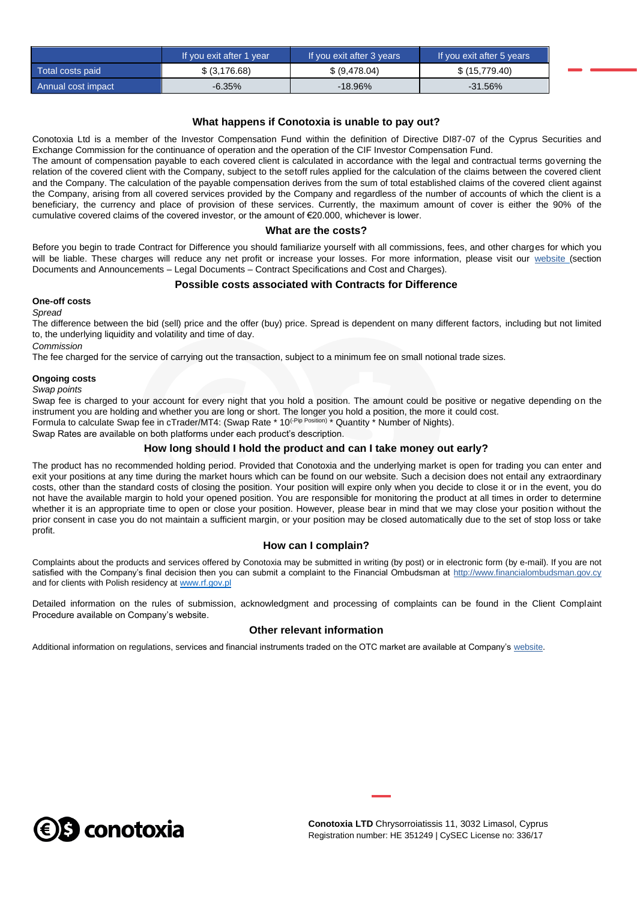| | If you exit after 1 year | If you exit after 3 years | If you exit after 5 years |
|---|---|---|---|
| Total costs paid | $ (3,176.68) | $ (9,478.04) | $ (15,779.40) |
| Annual cost impact | -6.35% | -18.96% | -31.56% |

## What happens if Conotoxia is unable to pay out?

Conotoxia Ltd is a member of the Investor Compensation Fund within the definition of Directive DI87-07 of the Cyprus Securities and Exchange Commission for the continuance of operation and the operation of the CIF Investor Compensation Fund.
The amount of compensation payable to each covered client is calculated in accordance with the legal and contractual terms governing the relation of the covered client with the Company, subject to the setoff rules applied for the calculation of the claims between the covered client and the Company. The calculation of the payable compensation derives from the sum of total established claims of the covered client against the Company, arising from all covered services provided by the Company and regardless of the number of accounts of which the client is a beneficiary, the currency and place of provision of these services. Currently, the maximum amount of cover is either the 90% of the cumulative covered claims of the covered investor, or the amount of €20.000, whichever is lower.

## What are the costs?

Before you begin to trade Contract for Difference you should familiarize yourself with all commissions, fees, and other charges for which you will be liable. These charges will reduce any net profit or increase your losses. For more information, please visit our website (section Documents and Announcements – Legal Documents – Contract Specifications and Cost and Charges).

## Possible costs associated with Contracts for Difference

**One-off costs**

*Spread*

The difference between the bid (sell) price and the offer (buy) price. Spread is dependent on many different factors, including but not limited to, the underlying liquidity and volatility and time of day.

*Commission*

The fee charged for the service of carrying out the transaction, subject to a minimum fee on small notional trade sizes.

**Ongoing costs**

*Swap points*

Swap fee is charged to your account for every night that you hold a position. The amount could be positive or negative depending on the instrument you are holding and whether you are long or short. The longer you hold a position, the more it could cost.
Formula to calculate Swap fee in cTrader/MT4: (Swap Rate * $10^{(-\text{Pip Position})}$ * Quantity * Number of Nights).
Swap Rates are available on both platforms under each product's description.

## How long should I hold the product and can I take money out early?

The product has no recommended holding period. Provided that Conotoxia and the underlying market is open for trading you can enter and exit your positions at any time during the market hours which can be found on our website. Such a decision does not entail any extraordinary costs, other than the standard costs of closing the position. Your position will expire only when you decide to close it or in the event, you do not have the available margin to hold your opened position. You are responsible for monitoring the product at all times in order to determine whether it is an appropriate time to open or close your position. However, please bear in mind that we may close your position without the prior consent in case you do not maintain a sufficient margin, or your position may be closed automatically due to the set of stop loss or take profit.

## How can I complain?

Complaints about the products and services offered by Conotoxia may be submitted in writing (by post) or in electronic form (by e-mail). If you are not satisfied with the Company's final decision then you can submit a complaint to the Financial Ombudsman at http://www.financialombudsman.gov.cy and for clients with Polish residency at www.rf.gov.pl

Detailed information on the rules of submission, acknowledgment and processing of complaints can be found in the Client Complaint Procedure available on Company's website.

## Other relevant information

Additional information on regulations, services and financial instruments traded on the OTC market are available at Company's website.

**Conotoxia LTD** Chrysorroiatissis 11, 3032 Limasol, Cyprus
Registration number: HE 351249 | CySEC License no: 336/17